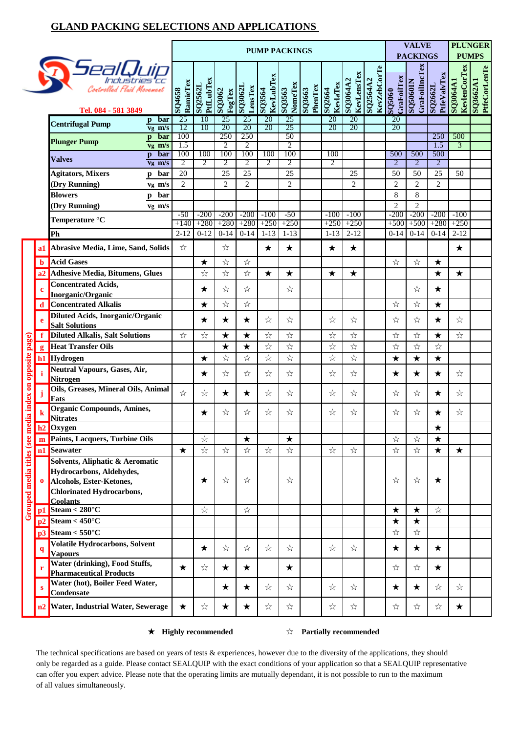# GLAND PACKING SELECTIONS AND APPLICATIONS

SealQuip Industries cc
*Controlled Fluid Movement*
Tel. 084 - 581 3849

| | Grouped media titles (see media index on opposite page) | | PUMP PACKINGS | | | | | | | | | | VALVE PACKINGS | | | PLUNGER PUMPS | |
|---|---|---|---|---|---|---|---|---|---|---|---|---|---|---|---|---|---|
| | | | SQ4658 RamieTex | SQ2562L PtfLubTex | SQ3062 FogTex | SQ3062L LensTex | SQ3564 KevLubTex | SQ3563 NomeTex | SQ3663 PhenTex | SQ2664 KevlaTex | SQ3064A2 KevLensTex | SQ2564A2 KevZebCorTe | SQ5060 GraFoilTex | SQ5060IN GraFoilIncTex | SQ2662L PtfeValvTex | SQ3064A1 KevlenCorTex | SQ3662A1 PtfeCorLenTe |
| | **Centrifugal Pump** | p bar | 25 | 10 | 25 | 25 | 20 | 25 | | 20 | 20 | | 20 | | | | |
| | | vg m/s | 12 | 10 | 20 | 20 | 20 | 25 | | 20 | 20 | | 20 | | | | |
| | **Plunger Pump** | p bar | 100 | | 250 | 250 | | 50 | | | | | | | 250 | 500 | |
| | | vg m/s | 1.5 | | 2 | 2 | | 2 | | | | | | | 1.5 | 3 | |
| | **Valves** | p bar | 100 | 100 | 100 | 100 | 100 | 100 | | 100 | | | 500 | 500 | 500 | | |
| | | vg m/s | 2 | | 2 | 2 | 2 | 2 | | 2 | | | 2 | 2 | 2 | | |
| | **Agitators, Mixers** | p bar | 20 | | 25 | 25 | | 25 | | | 25 | | 50 | 50 | 25 | 50 | |
| | **(Dry Running)** | vg m/s | 2 | | 2 | 2 | | 2 | | | 2 | | 2 | 2 | 2 | | |
| | **Blowers** | p bar | | | | | | | | | | | 8 | 8 | | | |
| | **(Dry Running)** | vg m/s | | | | | | | | | | | 2 | 2 | | | |
| | **Temperature °C** | | -50 +140 | -200 +280 | -200 +280 | -200 +280 | -100 +250 | -50 +250 | | -100 +250 | -100 +250 | | -200 +500 | -200 +500 | -200 +280 | -100 +250 | |
| | **Ph** | | 2-12 | 0-12 | 0-14 | 0-14 | 1-13 | 1-13 | | 1-13 | 2-12 | | 0-14 | 0-14 | 0-14 | 2-12 | |
| a1 | **Abrasive Media, Lime, Sand, Solids** | | ☆ | | ☆ | | ★ | ★ | | ★ | ★ | | | | | ★ | |
| b | **Acid Gases** | | | ★ | ☆ | ☆ | | | | | | | ☆ | ☆ | ★ | | |
| a2 | **Adhesive Media, Bitumens, Glues** | | | ☆ | ☆ | ☆ | ★ | ★ | | ★ | ★ | | | | ★ | ★ | |
| c | **Concentrated Acids, Inorganic/Organic** | | | ★ | ☆ | ☆ | | ☆ | | | | | | ☆ | ★ | | |
| d | **Concentrated Alkalis** | | | ★ | ☆ | ☆ | | | | | | | ☆ | ☆ | ★ | | |
| e | **Diluted Acids, Inorganic/Organic Salt Solutions** | | | ★ | ★ | ★ | ☆ | ☆ | | ☆ | ☆ | | ☆ | ☆ | ★ | ☆ | |
| f | **Diluted Alkalis, Salt Solutions** | | ☆ | ☆ | ★ | ★ | ☆ | ☆ | | ☆ | ☆ | | ☆ | ☆ | ★ | ☆ | |
| g | **Heat Transfer Oils** | | | | ★ | ★ | ☆ | ☆ | | ☆ | ☆ | | ☆ | ☆ | ☆ | | |
| h1 | **Hydrogen** | | | ★ | ☆ | ☆ | ☆ | ☆ | | ☆ | ☆ | | ★ | ★ | ★ | | |
| i | **Neutral Vapours, Gases, Air, Nitrogen** | | | ★ | ☆ | ☆ | ☆ | ☆ | | ☆ | ☆ | | ★ | ★ | ★ | ☆ | |
| j | **Oils, Greases, Mineral Oils, Animal Fats** | | ☆ | ☆ | ★ | ★ | ☆ | ☆ | | ☆ | ☆ | | ☆ | ☆ | ★ | ☆ | |
| k | **Organic Compounds, Amines, Nitrates** | | | ★ | ☆ | ☆ | ☆ | ☆ | | ☆ | ☆ | | ☆ | ☆ | ★ | ☆ | |
| h2 | **Oxygen** | | | | | | | | | | | | | | ★ | | |
| m | **Paints, Lacquers, Turbine Oils** | | | ☆ | | ★ | | ★ | | | | | ☆ | ☆ | ★ | | |
| n1 | **Seawater** | | ★ | ☆ | ☆ | ☆ | ☆ | ☆ | | ☆ | ☆ | | ☆ | ☆ | ★ | ★ | |
| o | **Solvents, Aliphatic & Aeromatic Hydrocarbons, Aldehydes, Alcohols, Ester-Ketones, Chlorinated Hydrocarbons, Coolants** | | | ★ | ☆ | ☆ | | ☆ | | | | | ☆ | ☆ | ★ | | |
| p1 | **Steam < 280°C** | | | ☆ | | ☆ | | | | | | | ★ | ★ | ☆ | | |
| p2 | **Steam < 450°C** | | | | | | | | | | | | ★ | ★ | | | |
| p3 | **Steam < 550°C** | | | | | | | | | | | | ☆ | ☆ | | | |
| q | **Volatile Hydrocarbons, Solvent Vapours** | | | ★ | ☆ | ☆ | ☆ | ☆ | | ☆ | ☆ | | ★ | ★ | ★ | | |
| r | **Water (drinking), Food Stuffs, Pharmaceutical Products** | | ★ | ☆ | ★ | ★ | | ★ | | | | | ☆ | ☆ | ★ | | |
| s | **Water (hot), Boiler Feed Water, Condensate** | | | | ★ | ★ | ☆ | ☆ | | ☆ | ☆ | | ★ | ★ | ☆ | ☆ | |
| n2 | **Water, Industrial Water, Sewerage** | | ★ | ☆ | ★ | ★ | ☆ | ☆ | | ☆ | ☆ | | ☆ | ☆ | ☆ | ★ | |

★ **Highly recommended** ☆ **Partially recommended**

The technical specifications are based on years of tests & experiences, however due to the diversity of the applications, they should only be regarded as a guide. Please contact SEALQUIP with the exact conditions of your application so that a SEALQUIP representative can offer you expert advice. Please note that the operating limits are mutually dependant, it is not possible to run to the maximum of all values simultaneously.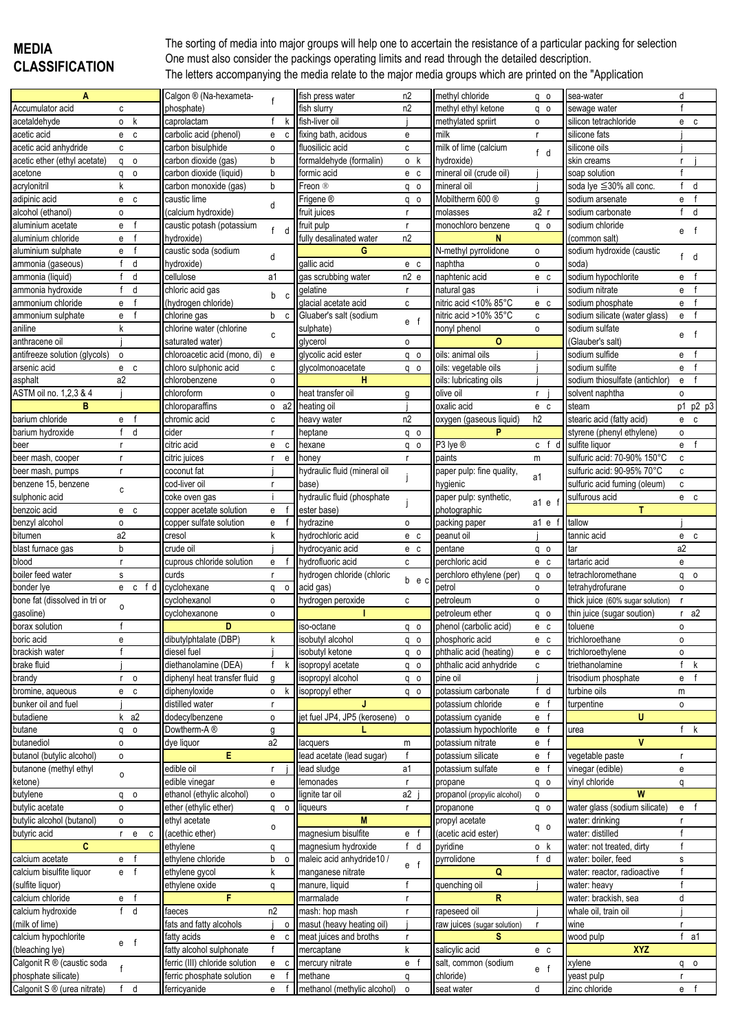## MEDIA CLASSIFICATION

The sorting of media into major groups will help one to accertain the resistance of a particular packing for selection
One must also consider the packings operating limits and read through the detailed description.
The letters accompanying the media relate to the major media groups which are printed on the "Application

| Medium | Group | Medium | Group | Medium | Group | Medium | Group | Medium | Group |
|---|---|---|---|---|---|---|---|---|---|
| **A** | | Calgon ® (Na-hexameta-phosphate) | f | fish press water | n2 | methyl chloride | q o | sea-water | d |
| Accumulator acid | c | caprolactam | f k | fish slurry | n2 | methyl ethyl ketone | q o | sewage water | f |
| acetaldehyde | o k | carbolic acid (phenol) | e c | fish-liver oil | j | methylated spriirt | o | silicon tetrachloride | e c |
| acetic acid | e c | carbon bisulphide | o | fixing bath, acidous | e | milk | r | silicone fats | j |
| acetic acid anhydride | c | carbon dioxide (gas) | b | fluosilicic acid | c | milk of lime (calcium hydroxide) | f d | silicone oils | j |
| acetic ether (ethyl acetate) | q o | carbon dioxide (liquid) | b | formaldehyde (formalin) | o k | mineral oil (crude oil) | j | skin creams | r j |
| acetone | q o | carbon monoxide (gas) | b | formic acid | e c | mineral oil | j | soap solution | f |
| acrylonitril | k | caustic lime (calcium hydroxide) | d | Freon ® | q o | Mobiltherm 600 ® | g | soda lye ≦30% all conc. | f d |
| adipinic acid | e c | caustic potash (potassium hydroxide) | f d | Frigene ® | q o | molasses | a2 r | sodium arsenate | e f |
| alcohol (ethanol) | o | caustic soda (sodium hydroxide) | d | fruit juices | r | monochloro benzene | q o | sodium carbonate | f d |
| aluminium acetate | e f | cellulose | a1 | fruit pulp | r | **N** | | sodium chloride (common salt) | e f |
| aluminium chloride | e f | chloric acid gas (hydrogen chloride) | b c | fully desalinated water | n2 | N-methyl pyrrolidone | o | sodium hydroxide (caustic soda) | f d |
| aluminium sulphate | e f | chlorine gas | b c | **G** | | naphtha | o | sodium hypochlorite | e f |
| ammonia (gaseous) | f d | chlorine water (chlorine saturated water) | c | gallic acid | e c | naphtenic acid | e c | sodium nitrate | e f |
| ammonia (liquid) | f d | chloroacetic acid (mono, di) | e | gas scrubbing water | n2 e | natural gas | i | sodium phosphate | e f |
| ammonia hydroxide | f d | chloro sulphonic acid | c | gelatine | r | nitric acid <10% 85°C | e c | sodium silicate (water glass) | e f |
| ammonium chloride | e f | chlorobenzene | o | glacial acetate acid | c | nitric acid >10% 35°C | c | sodium sulfate (Glauber's salt) | e f |
| ammonium sulphate | e f | chloroform | o | Gluaber's salt (sodium sulphate) | e f | nonyl phenol | o | sodium sulfide | e f |
| aniline | k | chloroparaffins | o a2 | glycerol | o | **O** | | sodium sulfite | e f |
| anthracene oil | j | chromic acid | c | glycolic acid ester | q o | oils: animal oils | j | sodium thiosulfate (antichlor) | e f |
| antifreeze solution (glycols) | o | cider | r | glycolmonoacetate | q o | oils: vegetable oils | j | solvent naphtha | o |
| arsenic acid | e c | citric acid | e c | **H** | | oils: lubricating oils | j | steam | p1 p2 p3 |
| asphalt | a2 | citric juices | r e | heat transfer oil | g | olive oil | r j | stearic acid (fatty acid) | e c |
| ASTM oil no. 1,2,3 & 4 | j | coconut fat | j | heating oil | j | oxalic acid | e c | styrene (phenyl ethylene) | o |
| **B** | | cod-liver oil | r | heavy water | n2 | oxygen (gaseous liquid) | h2 | sulfite liquor | e f |
| barium chloride | e f | coke oven gas | i | heptane | q o | **P** | | sulfuric acid: 70-90% 150°C | c |
| barium hydroxide | f d | copper acetate solution | e f | hexane | q o | P3 lye ® | c f d | sulfuric acid: 90-95% 70°C | c |
| beer | r | copper sulfate solution | e f | honey | r | paints | m | sulfuric acid fuming (oleum) | c |
| beer mash, cooper | r | cresol | k | hydraulic fluid (mineral oil base) | j | paper pulp: fine quality, hygienic | a1 | sulfurous acid | e c |
| beer mash, pumps | r | crude oil | j | hydraulic fluid (phosphate ester base) | j | paper pulp: synthetic, photographic | a1 e f | **T** | |
| benzene 15, benzene sulphonic acid | c | cuprous chloride solution | e f | hydrazine | o | packing paper | a1 e f | tallow | j |
| benzoic acid | e c | curds | r | hydrochloric acid | e c | peanut oil | j | tannic acid | e c |
| benzyl alcohol | o | cyclohexane | q o | hydrocyanic acid | e c | pentane | q o | tar | a2 |
| bitumen | a2 | cyclohexanol | o | hydrofluoric acid | c | perchloric acid | e c | tartaric acid | e |
| blast furnace gas | b | cyclohexanone | o | hydrogen chloride (chloric acid gas) | b e c | perchloro ethylene (per) | q o | tetrachloromethane | q o |
| blood | r | **D** | | hydrogen peroxide | c | petrol | o | tetrahydrofurane | o |
| boiler feed water | s | dibutylphtalate (DBP) | k | **I** | | petroleum | o | thick juice (60% sugar solution) | r |
| bonder lye | e c f d | diesel fuel | j | iso-octane | q o | petroleum ether | q o | thin juice (sugar soution) | r a2 |
| bone fat (dissolved in tri or gasoline) | o | diethanolamine (DEA) | f k | isobutyl alcohol | q o | phenol (carbolic acid) | e c | toluene | o |
| borax solution | f | diphenyl heat transfer fluid | g | isobutyl ketone | q o | phosphoric acid | e c | trichloroethane | o |
| boric acid | e | diphenyloxide | o k | isopropyl acetate | q o | phthalic acid (heating) | e c | trichloroethylene | o |
| brackish water | f | distilled water | r | isopropyl alcohol | q o | phthalic acid anhydride | c | triethanolamine | f k |
| brake fluid | j | dodecylbenzene | o | isopropyl ether | q o | pine oil | j | trisodium phosphate | e f |
| brandy | r o | Dowtherm-A ® | g | **J** | | potassium carbonate | f d | turbine oils | m |
| bromine, aqueous | e c | dye liquor | a2 | jet fuel JP4, JP5 (kerosene) | o | potassium chloride | e f | turpentine | o |
| bunker oil and fuel | j | **E** | | **L** | | potassium cyanide | e f | **U** | |
| butadiene | k a2 | edible oil | r j | lacquers | m | potassium hypochlorite | e f | urea | f k |
| butane | q o | edible vinegar | e | lead acetate (lead sugar) | f | potassium nitrate | e f | **V** | |
| butanediol | o | ethanol (ethylic alcohol) | o | lead sludge | a1 | potassium silicate | e f | vegetable paste | r |
| butanol (butylic alcohol) | o | ether (ethylic ether) | q o | lemonades | r | potassium sulfate | e f | vinegar (edible) | e |
| butanone (methyl ethyl ketone) | o | ethyl acetate (acethic ether) | o | lignite tar oil | a2 j | propane | q o | vinyl chloride | q |
| butylene | q o | ethylene | q | liqueurs | r | propanol (propylic alcohol) | o | **W** | |
| butylic acetate | o | ethylene chloride | b o | **M** | | propanone | q o | water glass (sodium silicate) | e f |
| butylic alcohol (butanol) | o | ethylene gycol | k | magnesium bisulfite | e f | propyl acetate (acetic acid ester) | q o | water: drinking | r |
| butyric acid | r e c | ethylene oxide | q | magnesium hydroxide | f d | pyridine | o k | water: distilled | f |
| **C** | | **F** | | maleic acid anhydride10 / manganese nitrate | e f | pyrrolidone | f d | water: not treated, dirty | f |
| calcium acetate | e f | faeces | n2 | manure, liquid | f | **Q** | | water: boiler, feed | s |
| calcium bisulfite liquor (sulfite liquor) | e f | fats and fatty alcohols | j o | marmalade | r | quenching oil | j | water: reactor, radioactive | f |
| calcium chloride | e f | fatty acids | e c | mash: hop mash | r | **R** | | water: heavy | f |
| calcium hydroxide (milk of lime) | f d | fatty alcohol sulphonate | f | masut (heavy heating oil) | j | rapeseed oil | j | water: brackish, sea | d |
| calcium hypochlorite (bleaching lye) | e f | ferric (III) chloride solution | e c | meat juices and broths | r | raw juices (sugar solution) | r | whale oil, train oil | j |
| Calgonit R ® (caustic soda phosphate silicate) | f | ferric phosphate solution | e f | mercaptane | k | **S** | | wine | r |
| Calgonit S ® (urea nitrate) | f d | ferricyanide | e f | mercury nitrate | e f | salicylic acid | e c | wood pulp | f a1 |
| | | | | methane | q | salt, common (sodium chloride) | e f | **XYZ** | |
| | | | | methanol (methylic alcohol) | o | seat water | d | xylene | q o |
| | | | | | | | | yeast pulp | r |
| | | | | | | | | zinc chloride | e f |